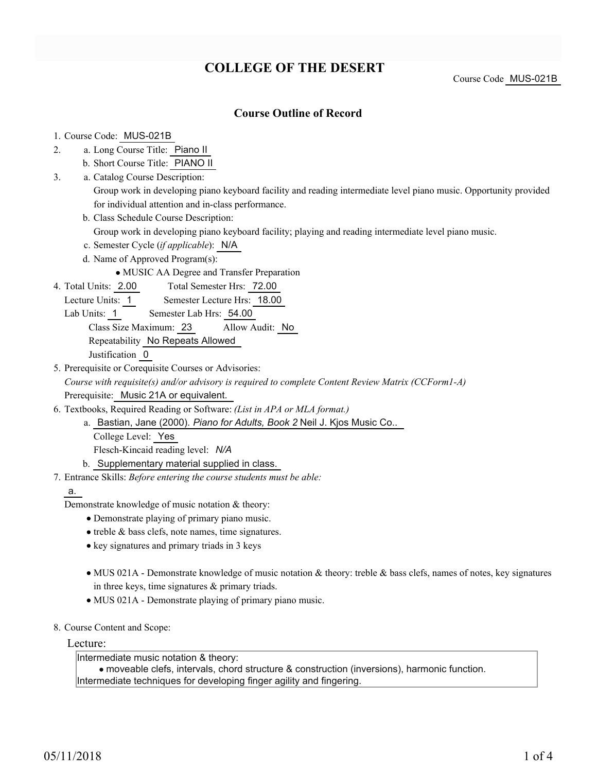# COLLEGE OF THE DESERT

Course Code MUS-021B

## Course Outline of Record

1. Course Code: MUS-021B
2. a. Long Course Title: Piano II
   b. Short Course Title: PIANO II
3. a. Catalog Course Description:
   Group work in developing piano keyboard facility and reading intermediate level piano music. Opportunity provided for individual attention and in-class performance.
   b. Class Schedule Course Description:
   Group work in developing piano keyboard facility; playing and reading intermediate level piano music.
   c. Semester Cycle (*if applicable*): N/A
   d. Name of Approved Program(s):
   - MUSIC AA Degree and Transfer Preparation
4. Total Units: 2.00 Total Semester Hrs: 72.00
   Lecture Units: 1 Semester Lecture Hrs: 18.00
   Lab Units: 1 Semester Lab Hrs: 54.00
   Class Size Maximum: 23 Allow Audit: No
   Repeatability No Repeats Allowed
   Justification 0
5. Prerequisite or Corequisite Courses or Advisories:
   *Course with requisite(s) and/or advisory is required to complete Content Review Matrix (CCForm1-A)*
   Prerequisite: Music 21A or equivalent.
6. Textbooks, Required Reading or Software: *(List in APA or MLA format.)*
   a. Bastian, Jane (2000). *Piano for Adults, Book 2* Neil J. Kjos Music Co..
   College Level: Yes
   Flesch-Kincaid reading level: *N/A*
   b. Supplementary material supplied in class.
7. Entrance Skills: *Before entering the course students must be able:*
   a.
   Demonstrate knowledge of music notation & theory:
   - Demonstrate playing of primary piano music.
   - treble & bass clefs, note names, time signatures.
   - key signatures and primary triads in 3 keys

   - MUS 021A - Demonstrate knowledge of music notation & theory: treble & bass clefs, names of notes, key signatures in three keys, time signatures & primary triads.
   - MUS 021A - Demonstrate playing of primary piano music.
8. Course Content and Scope:

Lecture:

Intermediate music notation & theory:
- moveable clefs, intervals, chord structure & construction (inversions), harmonic function.

Intermediate techniques for developing finger agility and fingering.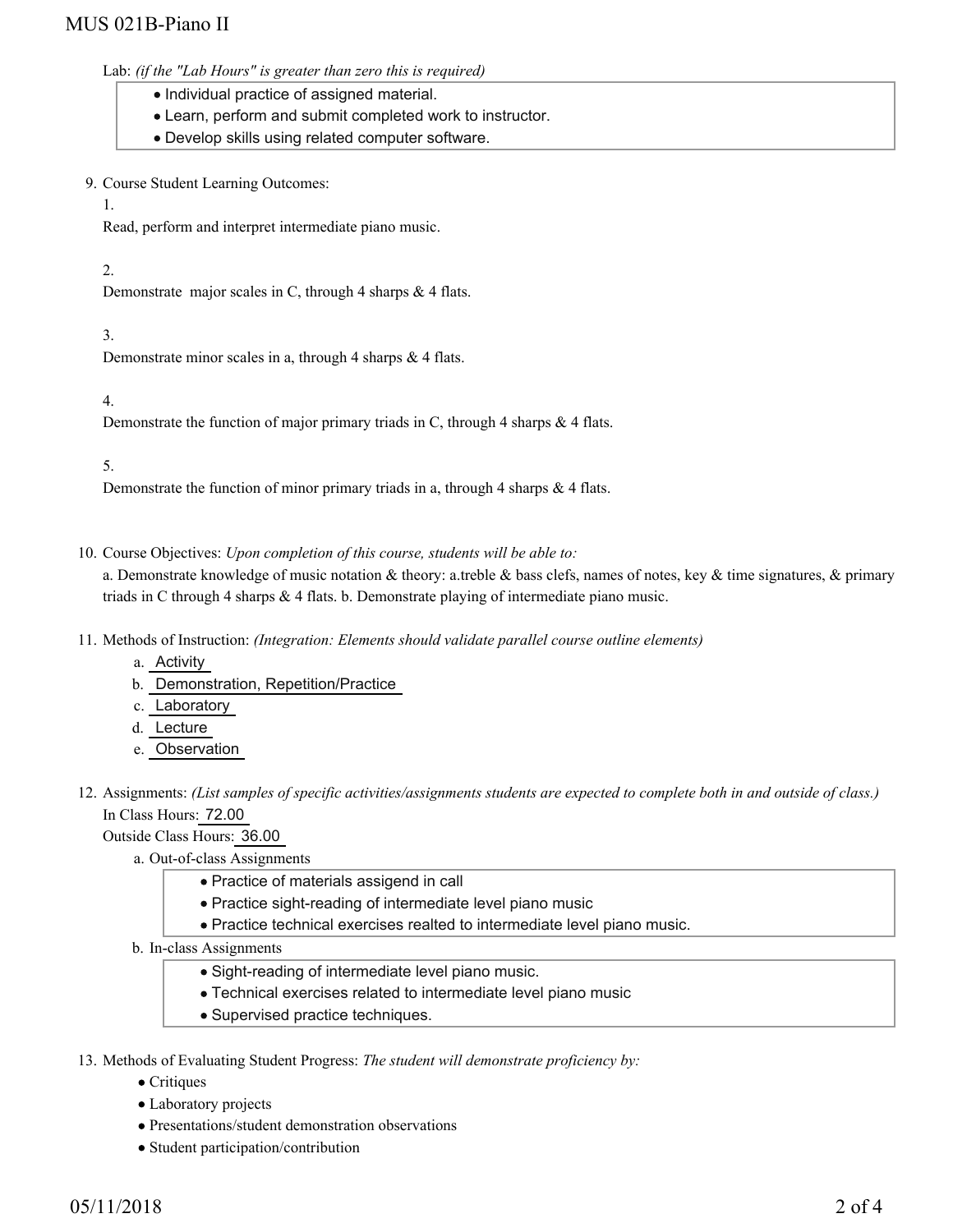Lab: *(if the "Lab Hours" is greater than zero this is required)*

- Individual practice of assigned material.
- Learn, perform and submit completed work to instructor.
- Develop skills using related computer software.

9. Course Student Learning Outcomes:

1.
Read, perform and interpret intermediate piano music.

2.
Demonstrate major scales in C, through 4 sharps & 4 flats.

3.
Demonstrate minor scales in a, through 4 sharps & 4 flats.

4.
Demonstrate the function of major primary triads in C, through 4 sharps & 4 flats.

5.
Demonstrate the function of minor primary triads in a, through 4 sharps & 4 flats.

10. Course Objectives: *Upon completion of this course, students will be able to:*

a. Demonstrate knowledge of music notation & theory: a.treble & bass clefs, names of notes, key & time signatures, & primary triads in C through 4 sharps & 4 flats. b. Demonstrate playing of intermediate piano music.

11. Methods of Instruction: *(Integration: Elements should validate parallel course outline elements)*

a. Activity
b. Demonstration, Repetition/Practice
c. Laboratory
d. Lecture
e. Observation

12. Assignments: *(List samples of specific activities/assignments students are expected to complete both in and outside of class.)*

In Class Hours: 72.00

Outside Class Hours: 36.00

a. Out-of-class Assignments

- Practice of materials assigend in call
- Practice sight-reading of intermediate level piano music
- Practice technical exercises realted to intermediate level piano music.

b. In-class Assignments

- Sight-reading of intermediate level piano music.
- Technical exercises related to intermediate level piano music
- Supervised practice techniques.

13. Methods of Evaluating Student Progress: *The student will demonstrate proficiency by:*

- Critiques
- Laboratory projects
- Presentations/student demonstration observations
- Student participation/contribution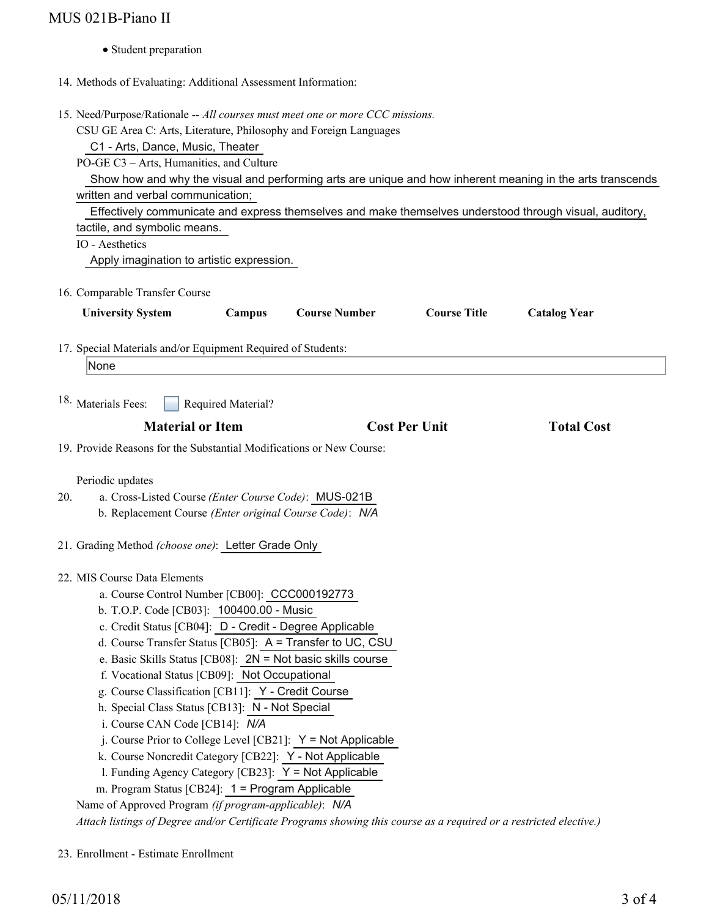- Student preparation

14. Methods of Evaluating: Additional Assessment Information:

15. Need/Purpose/Rationale -- *All courses must meet one or more CCC missions.*

    CSU GE Area C: Arts, Literature, Philosophy and Foreign Languages

    C1 - Arts, Dance, Music, Theater

    PO-GE C3 – Arts, Humanities, and Culture

    Show how and why the visual and performing arts are unique and how inherent meaning in the arts transcends written and verbal communication;

    Effectively communicate and express themselves and make themselves understood through visual, auditory, tactile, and symbolic means.

    IO - Aesthetics

    Apply imagination to artistic expression.

16. Comparable Transfer Course

| University System | Campus | Course Number | Course Title | Catalog Year |
| --- | --- | --- | --- | --- |

17. Special Materials and/or Equipment Required of Students:

    None

18. Materials Fees: ☐ Required Material?

| Material or Item | Cost Per Unit | Total Cost |
| --- | --- | --- |

19. Provide Reasons for the Substantial Modifications or New Course:

    Periodic updates

20. a. Cross-Listed Course *(Enter Course Code)*: MUS-021B
    b. Replacement Course *(Enter original Course Code)*: *N/A*

21. Grading Method *(choose one)*: Letter Grade Only

22. MIS Course Data Elements
    a. Course Control Number [CB00]: CCC000192773
    b. T.O.P. Code [CB03]: 100400.00 - Music
    c. Credit Status [CB04]: D - Credit - Degree Applicable
    d. Course Transfer Status [CB05]: A = Transfer to UC, CSU
    e. Basic Skills Status [CB08]: 2N = Not basic skills course
    f. Vocational Status [CB09]: Not Occupational
    g. Course Classification [CB11]: Y - Credit Course
    h. Special Class Status [CB13]: N - Not Special
    i. Course CAN Code [CB14]: *N/A*
    j. Course Prior to College Level [CB21]: Y = Not Applicable
    k. Course Noncredit Category [CB22]: Y - Not Applicable
    l. Funding Agency Category [CB23]: Y = Not Applicable
    m. Program Status [CB24]: 1 = Program Applicable

    Name of Approved Program *(if program-applicable)*: *N/A*

    *Attach listings of Degree and/or Certificate Programs showing this course as a required or a restricted elective.)*

23. Enrollment - Estimate Enrollment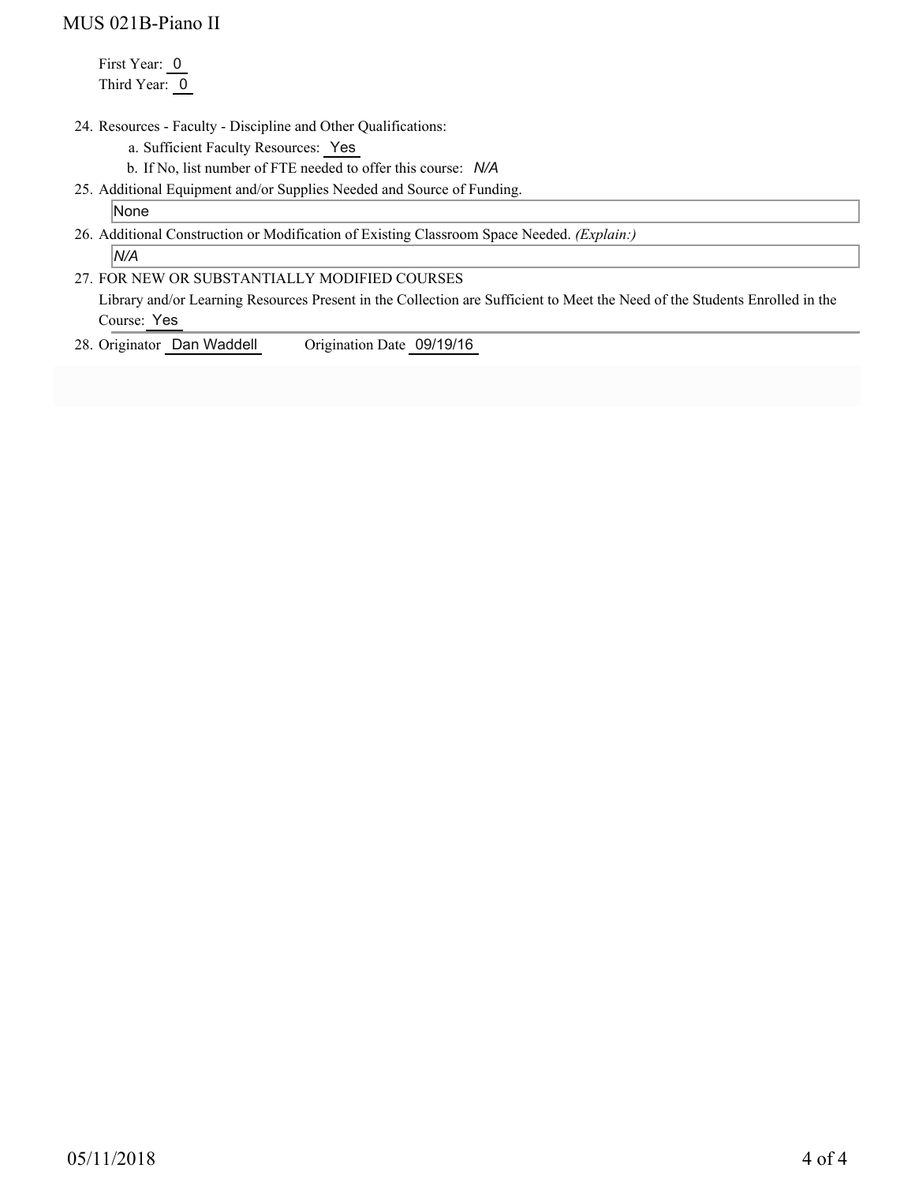First Year: 0
Third Year: 0

24. Resources - Faculty - Discipline and Other Qualifications:
    a. Sufficient Faculty Resources: Yes
    b. If No, list number of FTE needed to offer this course: *N/A*
25. Additional Equipment and/or Supplies Needed and Source of Funding.

    None

26. Additional Construction or Modification of Existing Classroom Space Needed. *(Explain:)*

    *N/A*

27. FOR NEW OR SUBSTANTIALLY MODIFIED COURSES

    Library and/or Learning Resources Present in the Collection are Sufficient to Meet the Need of the Students Enrolled in the Course: Yes

28. Originator Dan Waddell Origination Date 09/19/16